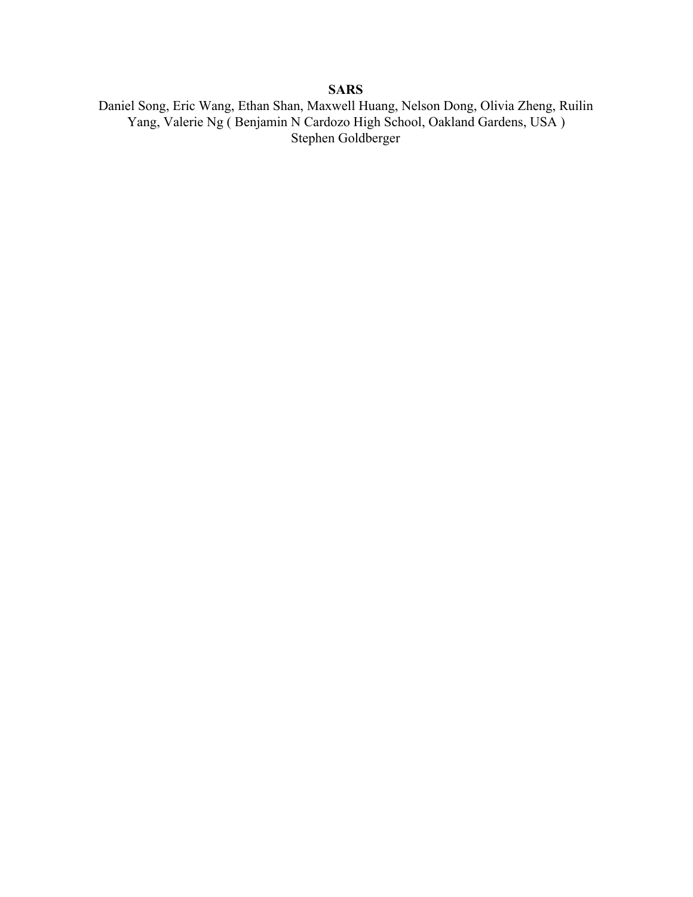# SARS

Daniel Song, Eric Wang, Ethan Shan, Maxwell Huang, Nelson Dong, Olivia Zheng, Ruilin Yang, Valerie Ng ( Benjamin N Cardozo High School, Oakland Gardens, USA )

Stephen Goldberger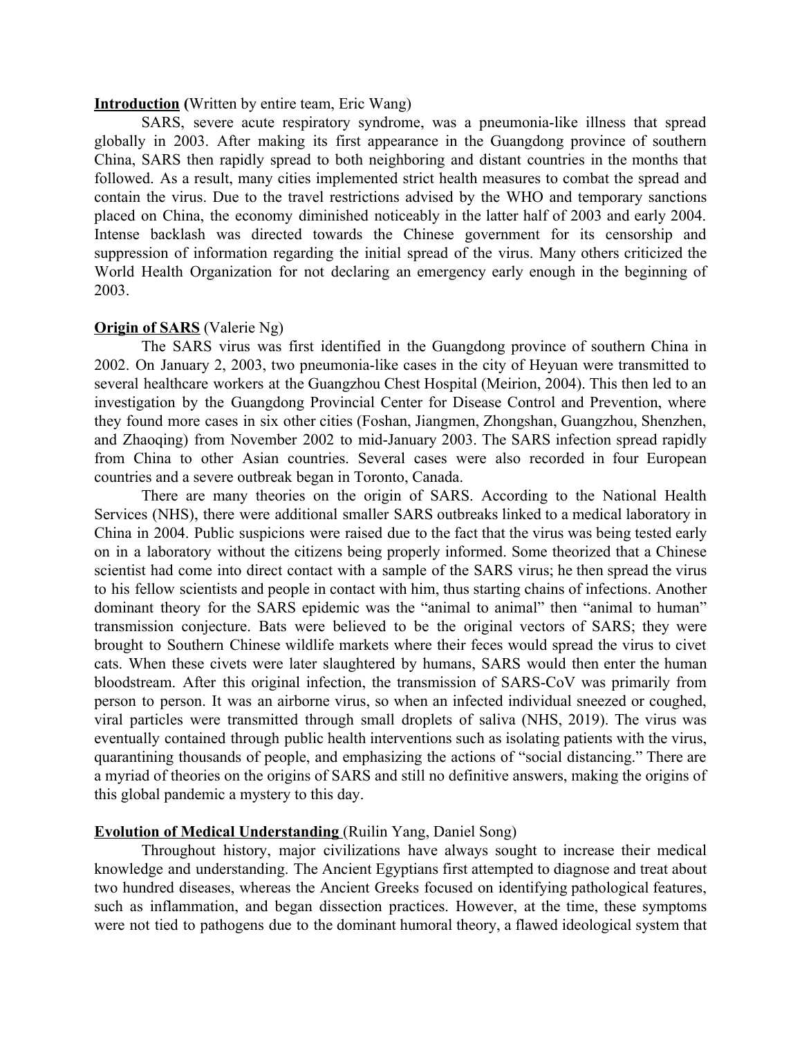**Introduction** (Written by entire team, Eric Wang)

SARS, severe acute respiratory syndrome, was a pneumonia-like illness that spread globally in 2003. After making its first appearance in the Guangdong province of southern China, SARS then rapidly spread to both neighboring and distant countries in the months that followed. As a result, many cities implemented strict health measures to combat the spread and contain the virus. Due to the travel restrictions advised by the WHO and temporary sanctions placed on China, the economy diminished noticeably in the latter half of 2003 and early 2004. Intense backlash was directed towards the Chinese government for its censorship and suppression of information regarding the initial spread of the virus. Many others criticized the World Health Organization for not declaring an emergency early enough in the beginning of 2003.

**Origin of SARS** (Valerie Ng)

The SARS virus was first identified in the Guangdong province of southern China in 2002. On January 2, 2003, two pneumonia-like cases in the city of Heyuan were transmitted to several healthcare workers at the Guangzhou Chest Hospital (Meirion, 2004). This then led to an investigation by the Guangdong Provincial Center for Disease Control and Prevention, where they found more cases in six other cities (Foshan, Jiangmen, Zhongshan, Guangzhou, Shenzhen, and Zhaoqing) from November 2002 to mid-January 2003. The SARS infection spread rapidly from China to other Asian countries. Several cases were also recorded in four European countries and a severe outbreak began in Toronto, Canada.

There are many theories on the origin of SARS. According to the National Health Services (NHS), there were additional smaller SARS outbreaks linked to a medical laboratory in China in 2004. Public suspicions were raised due to the fact that the virus was being tested early on in a laboratory without the citizens being properly informed. Some theorized that a Chinese scientist had come into direct contact with a sample of the SARS virus; he then spread the virus to his fellow scientists and people in contact with him, thus starting chains of infections. Another dominant theory for the SARS epidemic was the "animal to animal" then "animal to human" transmission conjecture. Bats were believed to be the original vectors of SARS; they were brought to Southern Chinese wildlife markets where their feces would spread the virus to civet cats. When these civets were later slaughtered by humans, SARS would then enter the human bloodstream. After this original infection, the transmission of SARS-CoV was primarily from person to person. It was an airborne virus, so when an infected individual sneezed or coughed, viral particles were transmitted through small droplets of saliva (NHS, 2019). The virus was eventually contained through public health interventions such as isolating patients with the virus, quarantining thousands of people, and emphasizing the actions of "social distancing." There are a myriad of theories on the origins of SARS and still no definitive answers, making the origins of this global pandemic a mystery to this day.

**Evolution of Medical Understanding** (Ruilin Yang, Daniel Song)

Throughout history, major civilizations have always sought to increase their medical knowledge and understanding. The Ancient Egyptians first attempted to diagnose and treat about two hundred diseases, whereas the Ancient Greeks focused on identifying pathological features, such as inflammation, and began dissection practices. However, at the time, these symptoms were not tied to pathogens due to the dominant humoral theory, a flawed ideological system that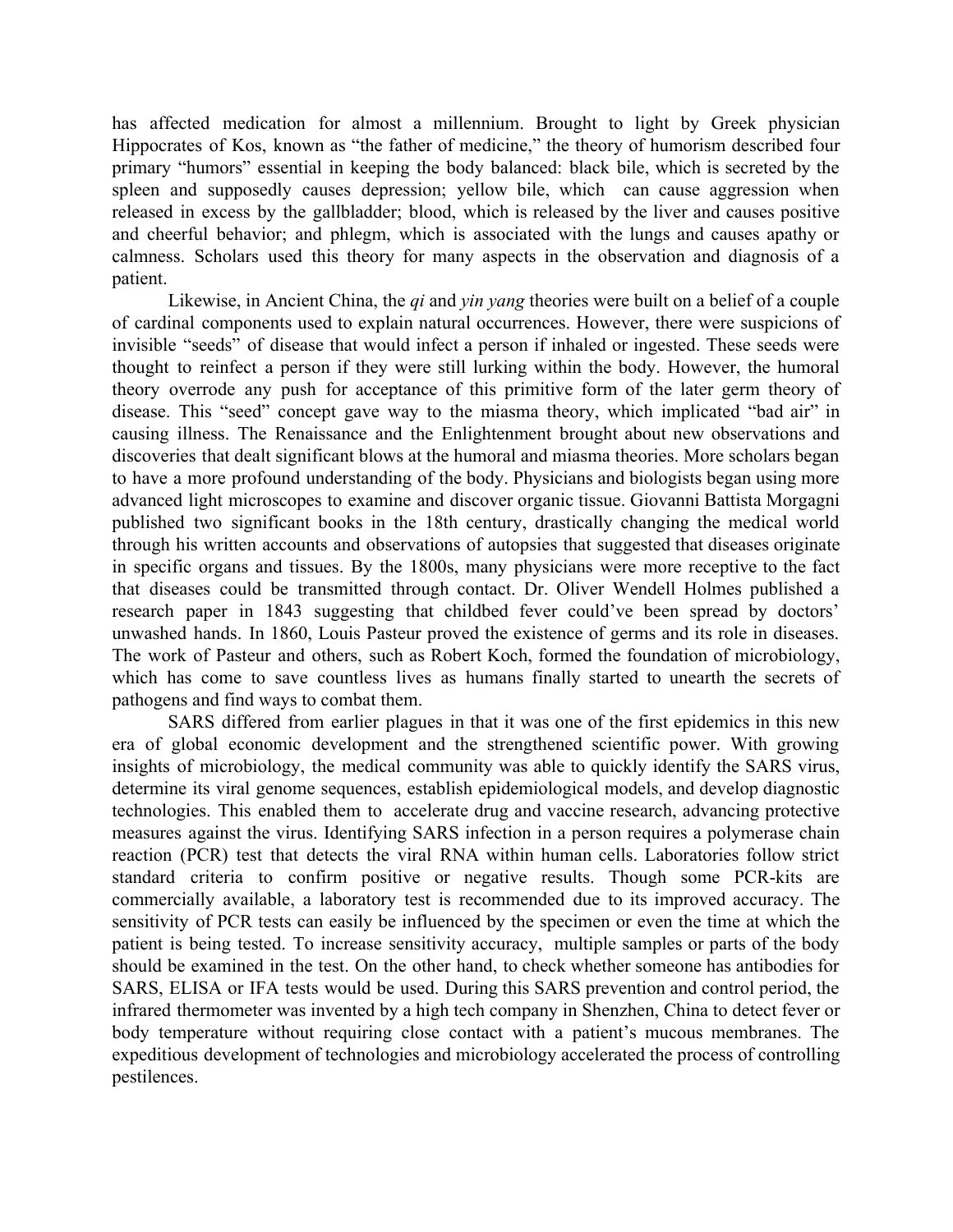has affected medication for almost a millennium. Brought to light by Greek physician Hippocrates of Kos, known as "the father of medicine," the theory of humorism described four primary "humors" essential in keeping the body balanced: black bile, which is secreted by the spleen and supposedly causes depression; yellow bile, which can cause aggression when released in excess by the gallbladder; blood, which is released by the liver and causes positive and cheerful behavior; and phlegm, which is associated with the lungs and causes apathy or calmness. Scholars used this theory for many aspects in the observation and diagnosis of a patient.

Likewise, in Ancient China, the *qi* and *yin yang* theories were built on a belief of a couple of cardinal components used to explain natural occurrences. However, there were suspicions of invisible "seeds" of disease that would infect a person if inhaled or ingested. These seeds were thought to reinfect a person if they were still lurking within the body. However, the humoral theory overrode any push for acceptance of this primitive form of the later germ theory of disease. This "seed" concept gave way to the miasma theory, which implicated "bad air" in causing illness. The Renaissance and the Enlightenment brought about new observations and discoveries that dealt significant blows at the humoral and miasma theories. More scholars began to have a more profound understanding of the body. Physicians and biologists began using more advanced light microscopes to examine and discover organic tissue. Giovanni Battista Morgagni published two significant books in the 18th century, drastically changing the medical world through his written accounts and observations of autopsies that suggested that diseases originate in specific organs and tissues. By the 1800s, many physicians were more receptive to the fact that diseases could be transmitted through contact. Dr. Oliver Wendell Holmes published a research paper in 1843 suggesting that childbed fever could've been spread by doctors' unwashed hands. In 1860, Louis Pasteur proved the existence of germs and its role in diseases. The work of Pasteur and others, such as Robert Koch, formed the foundation of microbiology, which has come to save countless lives as humans finally started to unearth the secrets of pathogens and find ways to combat them.

SARS differed from earlier plagues in that it was one of the first epidemics in this new era of global economic development and the strengthened scientific power. With growing insights of microbiology, the medical community was able to quickly identify the SARS virus, determine its viral genome sequences, establish epidemiological models, and develop diagnostic technologies. This enabled them to accelerate drug and vaccine research, advancing protective measures against the virus. Identifying SARS infection in a person requires a polymerase chain reaction (PCR) test that detects the viral RNA within human cells. Laboratories follow strict standard criteria to confirm positive or negative results. Though some PCR-kits are commercially available, a laboratory test is recommended due to its improved accuracy. The sensitivity of PCR tests can easily be influenced by the specimen or even the time at which the patient is being tested. To increase sensitivity accuracy, multiple samples or parts of the body should be examined in the test. On the other hand, to check whether someone has antibodies for SARS, ELISA or IFA tests would be used. During this SARS prevention and control period, the infrared thermometer was invented by a high tech company in Shenzhen, China to detect fever or body temperature without requiring close contact with a patient's mucous membranes. The expeditious development of technologies and microbiology accelerated the process of controlling pestilences.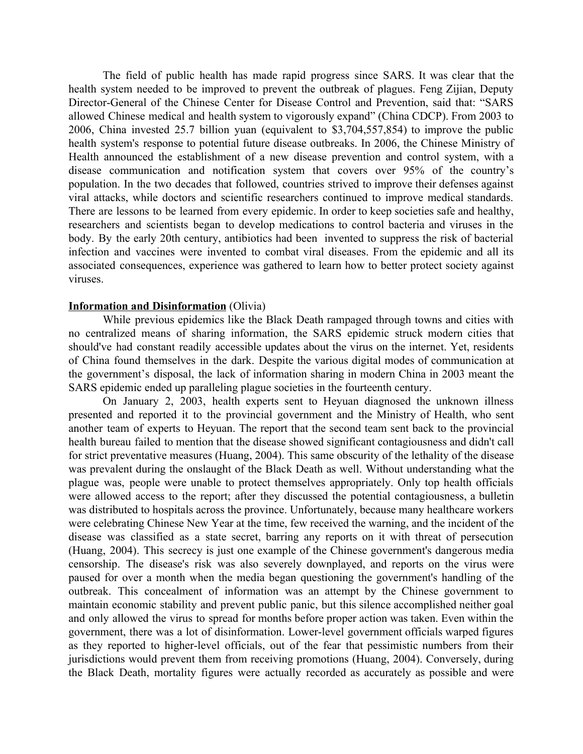The field of public health has made rapid progress since SARS. It was clear that the health system needed to be improved to prevent the outbreak of plagues. Feng Zijian, Deputy Director-General of the Chinese Center for Disease Control and Prevention, said that: "SARS allowed Chinese medical and health system to vigorously expand" (China CDCP). From 2003 to 2006, China invested 25.7 billion yuan (equivalent to $3,704,557,854) to improve the public health system's response to potential future disease outbreaks. In 2006, the Chinese Ministry of Health announced the establishment of a new disease prevention and control system, with a disease communication and notification system that covers over 95% of the country's population. In the two decades that followed, countries strived to improve their defenses against viral attacks, while doctors and scientific researchers continued to improve medical standards. There are lessons to be learned from every epidemic. In order to keep societies safe and healthy, researchers and scientists began to develop medications to control bacteria and viruses in the body. By the early 20th century, antibiotics had been invented to suppress the risk of bacterial infection and vaccines were invented to combat viral diseases. From the epidemic and all its associated consequences, experience was gathered to learn how to better protect society against viruses.

**<u>Information and Disinformation</u>** (Olivia)

While previous epidemics like the Black Death rampaged through towns and cities with no centralized means of sharing information, the SARS epidemic struck modern cities that should've had constant readily accessible updates about the virus on the internet. Yet, residents of China found themselves in the dark. Despite the various digital modes of communication at the government's disposal, the lack of information sharing in modern China in 2003 meant the SARS epidemic ended up paralleling plague societies in the fourteenth century.

On January 2, 2003, health experts sent to Heyuan diagnosed the unknown illness presented and reported it to the provincial government and the Ministry of Health, who sent another team of experts to Heyuan. The report that the second team sent back to the provincial health bureau failed to mention that the disease showed significant contagiousness and didn't call for strict preventative measures (Huang, 2004). This same obscurity of the lethality of the disease was prevalent during the onslaught of the Black Death as well. Without understanding what the plague was, people were unable to protect themselves appropriately. Only top health officials were allowed access to the report; after they discussed the potential contagiousness, a bulletin was distributed to hospitals across the province. Unfortunately, because many healthcare workers were celebrating Chinese New Year at the time, few received the warning, and the incident of the disease was classified as a state secret, barring any reports on it with threat of persecution (Huang, 2004). This secrecy is just one example of the Chinese government's dangerous media censorship. The disease's risk was also severely downplayed, and reports on the virus were paused for over a month when the media began questioning the government's handling of the outbreak. This concealment of information was an attempt by the Chinese government to maintain economic stability and prevent public panic, but this silence accomplished neither goal and only allowed the virus to spread for months before proper action was taken. Even within the government, there was a lot of disinformation. Lower-level government officials warped figures as they reported to higher-level officials, out of the fear that pessimistic numbers from their jurisdictions would prevent them from receiving promotions (Huang, 2004). Conversely, during the Black Death, mortality figures were actually recorded as accurately as possible and were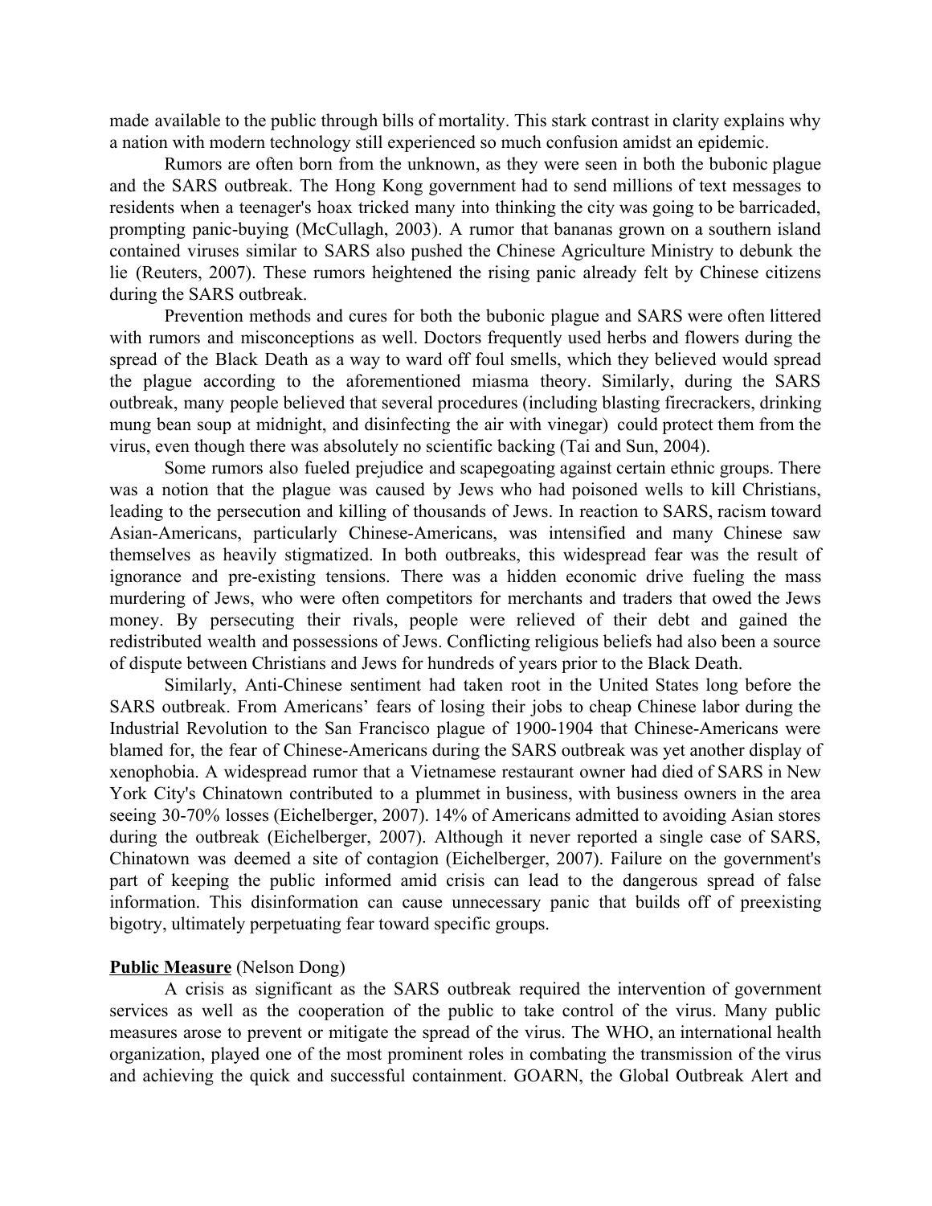made available to the public through bills of mortality. This stark contrast in clarity explains why a nation with modern technology still experienced so much confusion amidst an epidemic.

Rumors are often born from the unknown, as they were seen in both the bubonic plague and the SARS outbreak. The Hong Kong government had to send millions of text messages to residents when a teenager's hoax tricked many into thinking the city was going to be barricaded, prompting panic-buying (McCullagh, 2003). A rumor that bananas grown on a southern island contained viruses similar to SARS also pushed the Chinese Agriculture Ministry to debunk the lie (Reuters, 2007). These rumors heightened the rising panic already felt by Chinese citizens during the SARS outbreak.

Prevention methods and cures for both the bubonic plague and SARS were often littered with rumors and misconceptions as well. Doctors frequently used herbs and flowers during the spread of the Black Death as a way to ward off foul smells, which they believed would spread the plague according to the aforementioned miasma theory. Similarly, during the SARS outbreak, many people believed that several procedures (including blasting firecrackers, drinking mung bean soup at midnight, and disinfecting the air with vinegar) could protect them from the virus, even though there was absolutely no scientific backing (Tai and Sun, 2004).

Some rumors also fueled prejudice and scapegoating against certain ethnic groups. There was a notion that the plague was caused by Jews who had poisoned wells to kill Christians, leading to the persecution and killing of thousands of Jews. In reaction to SARS, racism toward Asian-Americans, particularly Chinese-Americans, was intensified and many Chinese saw themselves as heavily stigmatized. In both outbreaks, this widespread fear was the result of ignorance and pre-existing tensions. There was a hidden economic drive fueling the mass murdering of Jews, who were often competitors for merchants and traders that owed the Jews money. By persecuting their rivals, people were relieved of their debt and gained the redistributed wealth and possessions of Jews. Conflicting religious beliefs had also been a source of dispute between Christians and Jews for hundreds of years prior to the Black Death.

Similarly, Anti-Chinese sentiment had taken root in the United States long before the SARS outbreak. From Americans' fears of losing their jobs to cheap Chinese labor during the Industrial Revolution to the San Francisco plague of 1900-1904 that Chinese-Americans were blamed for, the fear of Chinese-Americans during the SARS outbreak was yet another display of xenophobia. A widespread rumor that a Vietnamese restaurant owner had died of SARS in New York City's Chinatown contributed to a plummet in business, with business owners in the area seeing 30-70% losses (Eichelberger, 2007). 14% of Americans admitted to avoiding Asian stores during the outbreak (Eichelberger, 2007). Although it never reported a single case of SARS, Chinatown was deemed a site of contagion (Eichelberger, 2007). Failure on the government's part of keeping the public informed amid crisis can lead to the dangerous spread of false information. This disinformation can cause unnecessary panic that builds off of preexisting bigotry, ultimately perpetuating fear toward specific groups.

**<u>Public Measure</u>** (Nelson Dong)

A crisis as significant as the SARS outbreak required the intervention of government services as well as the cooperation of the public to take control of the virus. Many public measures arose to prevent or mitigate the spread of the virus. The WHO, an international health organization, played one of the most prominent roles in combating the transmission of the virus and achieving the quick and successful containment. GOARN, the Global Outbreak Alert and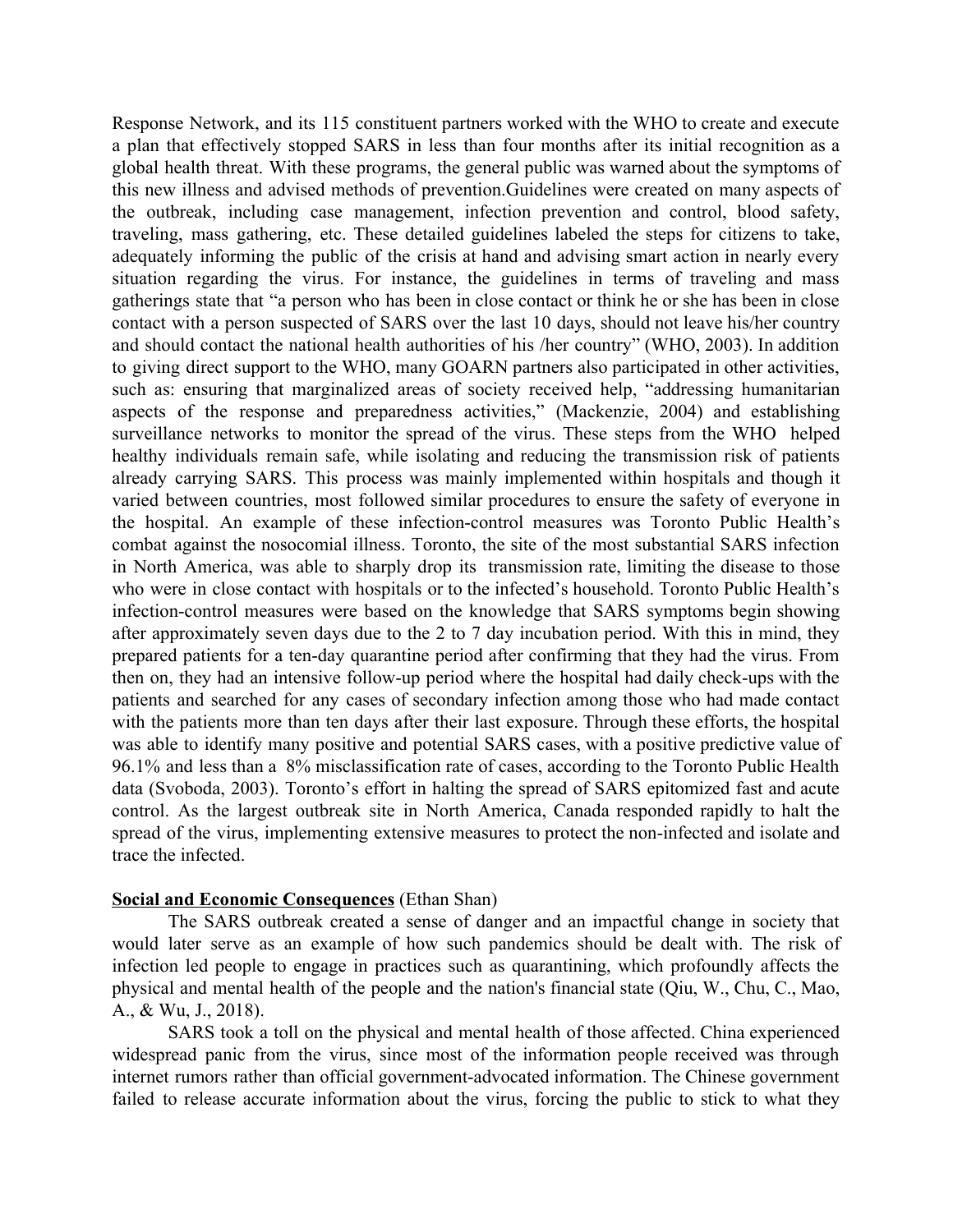Response Network, and its 115 constituent partners worked with the WHO to create and execute a plan that effectively stopped SARS in less than four months after its initial recognition as a global health threat. With these programs, the general public was warned about the symptoms of this new illness and advised methods of prevention.Guidelines were created on many aspects of the outbreak, including case management, infection prevention and control, blood safety, traveling, mass gathering, etc. These detailed guidelines labeled the steps for citizens to take, adequately informing the public of the crisis at hand and advising smart action in nearly every situation regarding the virus. For instance, the guidelines in terms of traveling and mass gatherings state that "a person who has been in close contact or think he or she has been in close contact with a person suspected of SARS over the last 10 days, should not leave his/her country and should contact the national health authorities of his /her country" (WHO, 2003). In addition to giving direct support to the WHO, many GOARN partners also participated in other activities, such as: ensuring that marginalized areas of society received help, "addressing humanitarian aspects of the response and preparedness activities," (Mackenzie, 2004) and establishing surveillance networks to monitor the spread of the virus. These steps from the WHO helped healthy individuals remain safe, while isolating and reducing the transmission risk of patients already carrying SARS. This process was mainly implemented within hospitals and though it varied between countries, most followed similar procedures to ensure the safety of everyone in the hospital. An example of these infection-control measures was Toronto Public Health's combat against the nosocomial illness. Toronto, the site of the most substantial SARS infection in North America, was able to sharply drop its transmission rate, limiting the disease to those who were in close contact with hospitals or to the infected's household. Toronto Public Health's infection-control measures were based on the knowledge that SARS symptoms begin showing after approximately seven days due to the 2 to 7 day incubation period. With this in mind, they prepared patients for a ten-day quarantine period after confirming that they had the virus. From then on, they had an intensive follow-up period where the hospital had daily check-ups with the patients and searched for any cases of secondary infection among those who had made contact with the patients more than ten days after their last exposure. Through these efforts, the hospital was able to identify many positive and potential SARS cases, with a positive predictive value of 96.1% and less than a 8% misclassification rate of cases, according to the Toronto Public Health data (Svoboda, 2003). Toronto's effort in halting the spread of SARS epitomized fast and acute control. As the largest outbreak site in North America, Canada responded rapidly to halt the spread of the virus, implementing extensive measures to protect the non-infected and isolate and trace the infected.

**Social and Economic Consequences** (Ethan Shan)

The SARS outbreak created a sense of danger and an impactful change in society that would later serve as an example of how such pandemics should be dealt with. The risk of infection led people to engage in practices such as quarantining, which profoundly affects the physical and mental health of the people and the nation's financial state (Qiu, W., Chu, C., Mao, A., & Wu, J., 2018).

SARS took a toll on the physical and mental health of those affected. China experienced widespread panic from the virus, since most of the information people received was through internet rumors rather than official government-advocated information. The Chinese government failed to release accurate information about the virus, forcing the public to stick to what they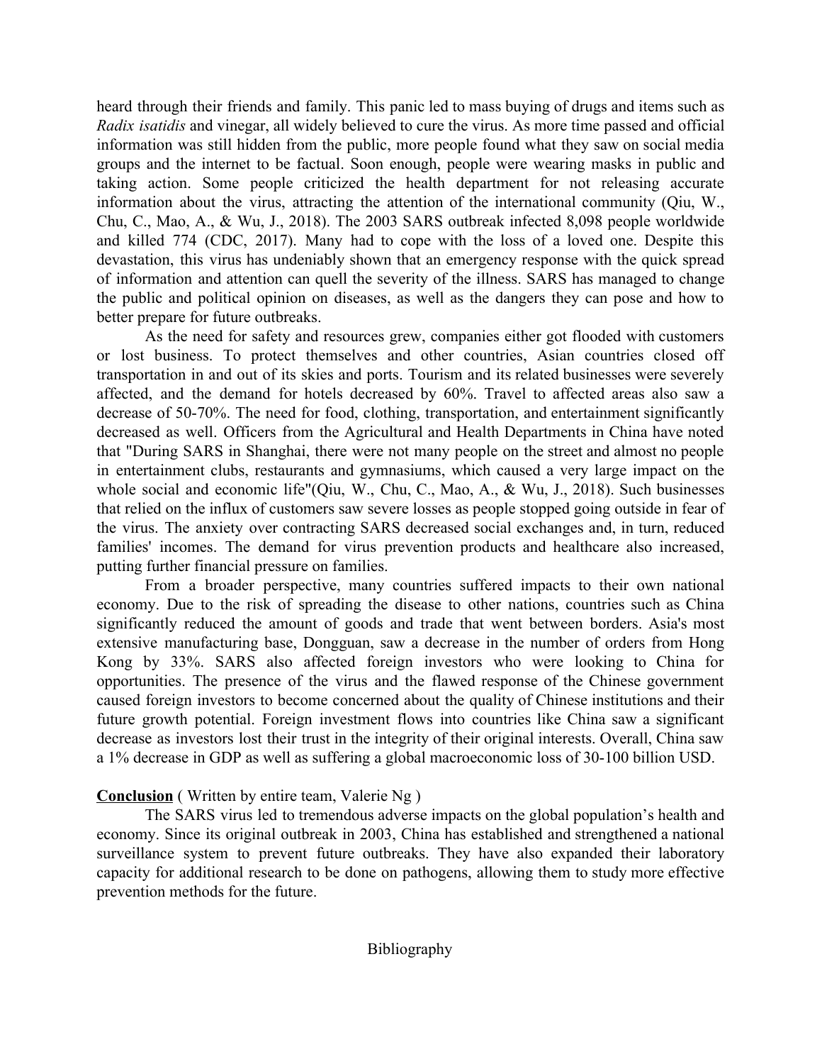heard through their friends and family. This panic led to mass buying of drugs and items such as *Radix isatidis* and vinegar, all widely believed to cure the virus. As more time passed and official information was still hidden from the public, more people found what they saw on social media groups and the internet to be factual. Soon enough, people were wearing masks in public and taking action. Some people criticized the health department for not releasing accurate information about the virus, attracting the attention of the international community (Qiu, W., Chu, C., Mao, A., & Wu, J., 2018). The 2003 SARS outbreak infected 8,098 people worldwide and killed 774 (CDC, 2017). Many had to cope with the loss of a loved one. Despite this devastation, this virus has undeniably shown that an emergency response with the quick spread of information and attention can quell the severity of the illness. SARS has managed to change the public and political opinion on diseases, as well as the dangers they can pose and how to better prepare for future outbreaks.

As the need for safety and resources grew, companies either got flooded with customers or lost business. To protect themselves and other countries, Asian countries closed off transportation in and out of its skies and ports. Tourism and its related businesses were severely affected, and the demand for hotels decreased by 60%. Travel to affected areas also saw a decrease of 50-70%. The need for food, clothing, transportation, and entertainment significantly decreased as well. Officers from the Agricultural and Health Departments in China have noted that "During SARS in Shanghai, there were not many people on the street and almost no people in entertainment clubs, restaurants and gymnasiums, which caused a very large impact on the whole social and economic life"(Qiu, W., Chu, C., Mao, A., & Wu, J., 2018). Such businesses that relied on the influx of customers saw severe losses as people stopped going outside in fear of the virus. The anxiety over contracting SARS decreased social exchanges and, in turn, reduced families' incomes. The demand for virus prevention products and healthcare also increased, putting further financial pressure on families.

From a broader perspective, many countries suffered impacts to their own national economy. Due to the risk of spreading the disease to other nations, countries such as China significantly reduced the amount of goods and trade that went between borders. Asia's most extensive manufacturing base, Dongguan, saw a decrease in the number of orders from Hong Kong by 33%. SARS also affected foreign investors who were looking to China for opportunities. The presence of the virus and the flawed response of the Chinese government caused foreign investors to become concerned about the quality of Chinese institutions and their future growth potential. Foreign investment flows into countries like China saw a significant decrease as investors lost their trust in the integrity of their original interests. Overall, China saw a 1% decrease in GDP as well as suffering a global macroeconomic loss of 30-100 billion USD.

**Conclusion** ( Written by entire team, Valerie Ng )

The SARS virus led to tremendous adverse impacts on the global population's health and economy. Since its original outbreak in 2003, China has established and strengthened a national surveillance system to prevent future outbreaks. They have also expanded their laboratory capacity for additional research to be done on pathogens, allowing them to study more effective prevention methods for the future.

Bibliography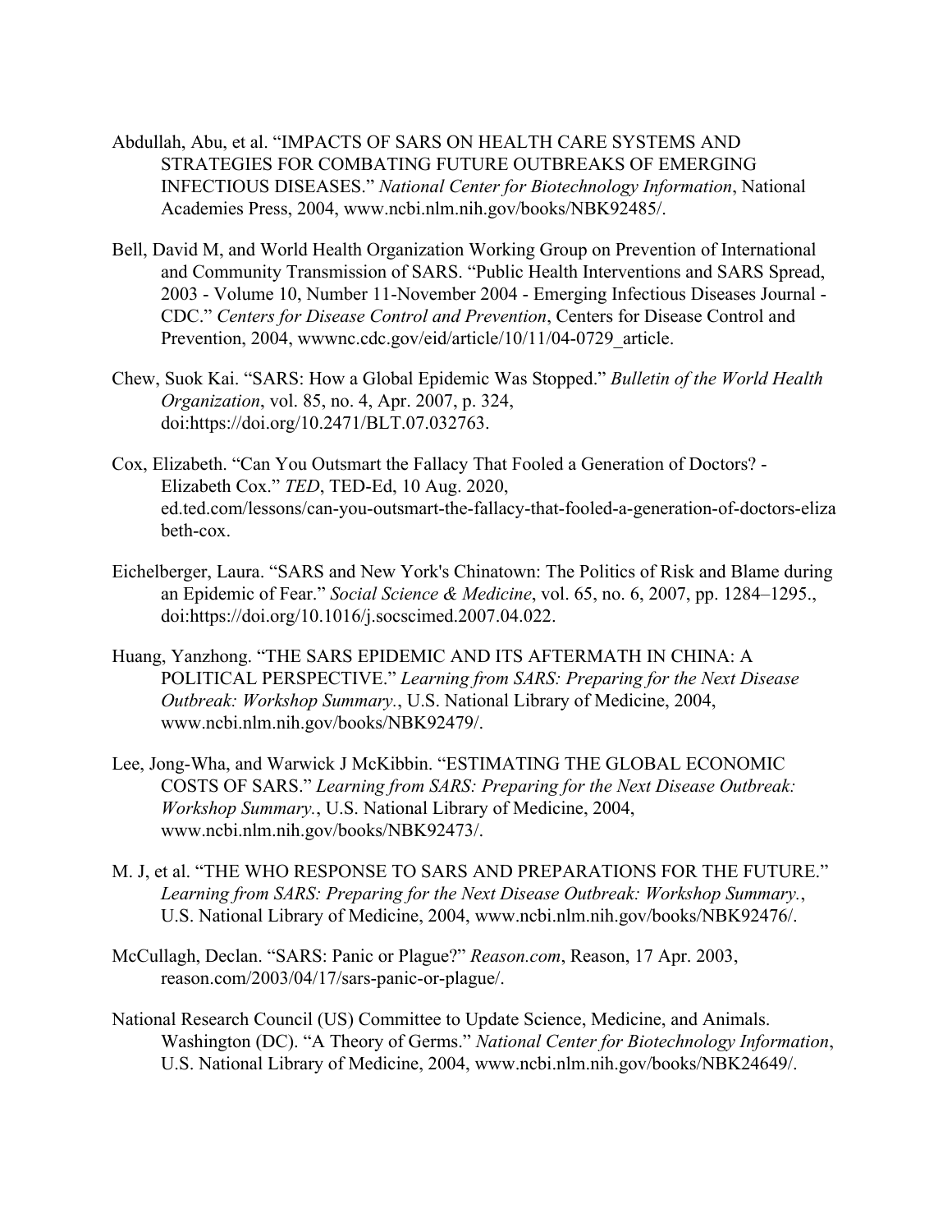Abdullah, Abu, et al. "IMPACTS OF SARS ON HEALTH CARE SYSTEMS AND STRATEGIES FOR COMBATING FUTURE OUTBREAKS OF EMERGING INFECTIOUS DISEASES." *National Center for Biotechnology Information*, National Academies Press, 2004, www.ncbi.nlm.nih.gov/books/NBK92485/.

Bell, David M, and World Health Organization Working Group on Prevention of International and Community Transmission of SARS. "Public Health Interventions and SARS Spread, 2003 - Volume 10, Number 11-November 2004 - Emerging Infectious Diseases Journal - CDC." *Centers for Disease Control and Prevention*, Centers for Disease Control and Prevention, 2004, wwwnc.cdc.gov/eid/article/10/11/04-0729_article.

Chew, Suok Kai. "SARS: How a Global Epidemic Was Stopped." *Bulletin of the World Health Organization*, vol. 85, no. 4, Apr. 2007, p. 324, doi:https://doi.org/10.2471/BLT.07.032763.

Cox, Elizabeth. "Can You Outsmart the Fallacy That Fooled a Generation of Doctors? - Elizabeth Cox." *TED*, TED-Ed, 10 Aug. 2020, ed.ted.com/lessons/can-you-outsmart-the-fallacy-that-fooled-a-generation-of-doctors-elizabeth-cox.

Eichelberger, Laura. "SARS and New York's Chinatown: The Politics of Risk and Blame during an Epidemic of Fear." *Social Science & Medicine*, vol. 65, no. 6, 2007, pp. 1284–1295., doi:https://doi.org/10.1016/j.socscimed.2007.04.022.

Huang, Yanzhong. "THE SARS EPIDEMIC AND ITS AFTERMATH IN CHINA: A POLITICAL PERSPECTIVE." *Learning from SARS: Preparing for the Next Disease Outbreak: Workshop Summary.*, U.S. National Library of Medicine, 2004, www.ncbi.nlm.nih.gov/books/NBK92479/.

Lee, Jong-Wha, and Warwick J McKibbin. "ESTIMATING THE GLOBAL ECONOMIC COSTS OF SARS." *Learning from SARS: Preparing for the Next Disease Outbreak: Workshop Summary.*, U.S. National Library of Medicine, 2004, www.ncbi.nlm.nih.gov/books/NBK92473/.

M. J, et al. "THE WHO RESPONSE TO SARS AND PREPARATIONS FOR THE FUTURE." *Learning from SARS: Preparing for the Next Disease Outbreak: Workshop Summary.*, U.S. National Library of Medicine, 2004, www.ncbi.nlm.nih.gov/books/NBK92476/.

McCullagh, Declan. "SARS: Panic or Plague?" *Reason.com*, Reason, 17 Apr. 2003, reason.com/2003/04/17/sars-panic-or-plague/.

National Research Council (US) Committee to Update Science, Medicine, and Animals. Washington (DC). "A Theory of Germs." *National Center for Biotechnology Information*, U.S. National Library of Medicine, 2004, www.ncbi.nlm.nih.gov/books/NBK24649/.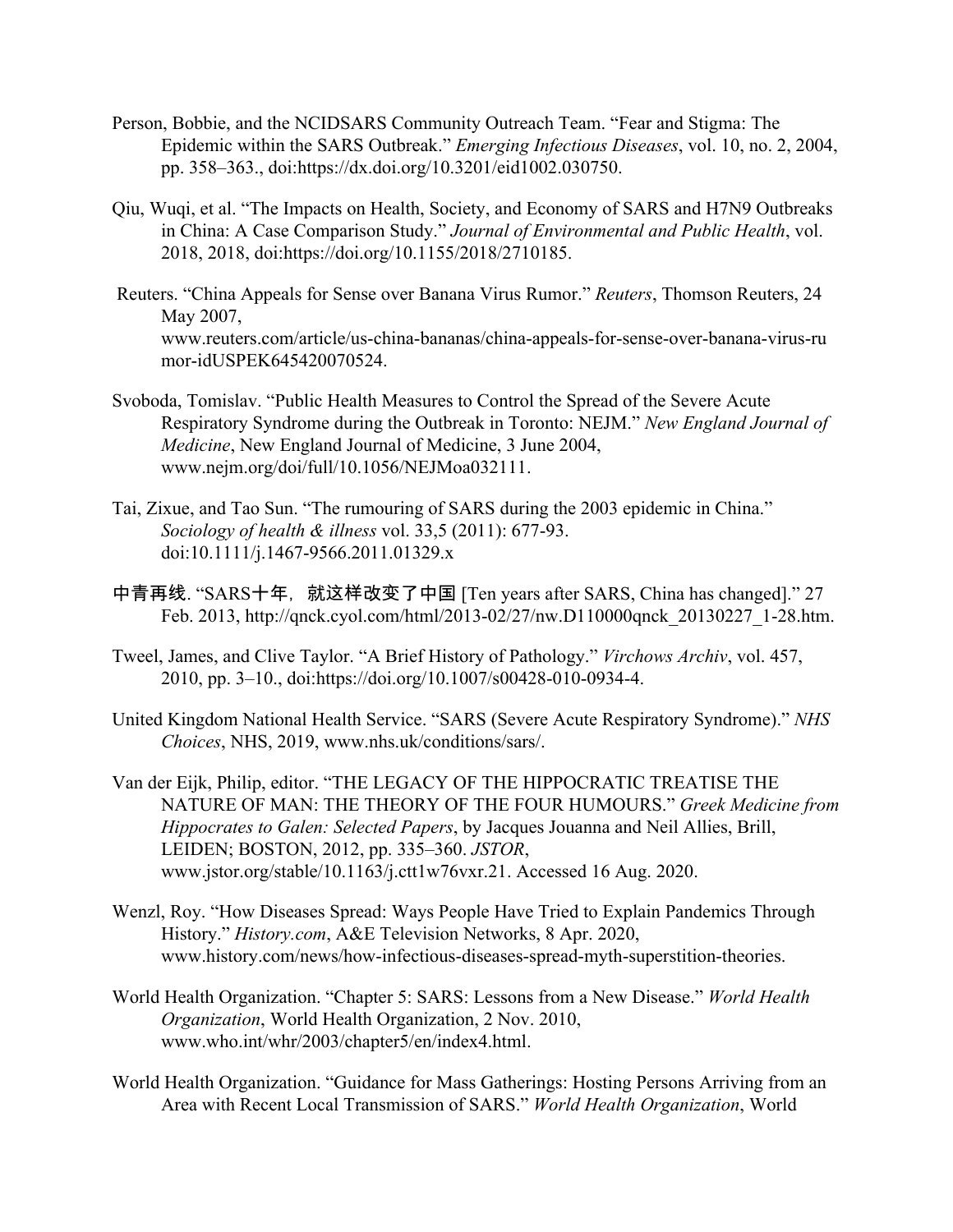Person, Bobbie, and the NCIDSARS Community Outreach Team. "Fear and Stigma: The Epidemic within the SARS Outbreak." *Emerging Infectious Diseases*, vol. 10, no. 2, 2004, pp. 358–363., doi:https://dx.doi.org/10.3201/eid1002.030750.

Qiu, Wuqi, et al. "The Impacts on Health, Society, and Economy of SARS and H7N9 Outbreaks in China: A Case Comparison Study." *Journal of Environmental and Public Health*, vol. 2018, 2018, doi:https://doi.org/10.1155/2018/2710185.

Reuters. "China Appeals for Sense over Banana Virus Rumor." *Reuters*, Thomson Reuters, 24 May 2007, www.reuters.com/article/us-china-bananas/china-appeals-for-sense-over-banana-virus-rumor-idUSPEK645420070524.

Svoboda, Tomislav. "Public Health Measures to Control the Spread of the Severe Acute Respiratory Syndrome during the Outbreak in Toronto: NEJM." *New England Journal of Medicine*, New England Journal of Medicine, 3 June 2004, www.nejm.org/doi/full/10.1056/NEJMoa032111.

Tai, Zixue, and Tao Sun. "The rumouring of SARS during the 2003 epidemic in China." *Sociology of health & illness* vol. 33,5 (2011): 677-93. doi:10.1111/j.1467-9566.2011.01329.x

中青再线. "SARS十年，就这样改变了中国 [Ten years after SARS, China has changed]." 27 Feb. 2013, http://qnck.cyol.com/html/2013-02/27/nw.D110000qnck_20130227_1-28.htm.

Tweel, James, and Clive Taylor. "A Brief History of Pathology." *Virchows Archiv*, vol. 457, 2010, pp. 3–10., doi:https://doi.org/10.1007/s00428-010-0934-4.

United Kingdom National Health Service. "SARS (Severe Acute Respiratory Syndrome)." *NHS Choices*, NHS, 2019, www.nhs.uk/conditions/sars/.

Van der Eijk, Philip, editor. "THE LEGACY OF THE HIPPOCRATIC TREATISE THE NATURE OF MAN: THE THEORY OF THE FOUR HUMOURS." *Greek Medicine from Hippocrates to Galen: Selected Papers*, by Jacques Jouanna and Neil Allies, Brill, LEIDEN; BOSTON, 2012, pp. 335–360. *JSTOR*, www.jstor.org/stable/10.1163/j.ctt1w76vxr.21. Accessed 16 Aug. 2020.

Wenzl, Roy. "How Diseases Spread: Ways People Have Tried to Explain Pandemics Through History." *History.com*, A&E Television Networks, 8 Apr. 2020, www.history.com/news/how-infectious-diseases-spread-myth-superstition-theories.

World Health Organization. "Chapter 5: SARS: Lessons from a New Disease." *World Health Organization*, World Health Organization, 2 Nov. 2010, www.who.int/whr/2003/chapter5/en/index4.html.

World Health Organization. "Guidance for Mass Gatherings: Hosting Persons Arriving from an Area with Recent Local Transmission of SARS." *World Health Organization*, World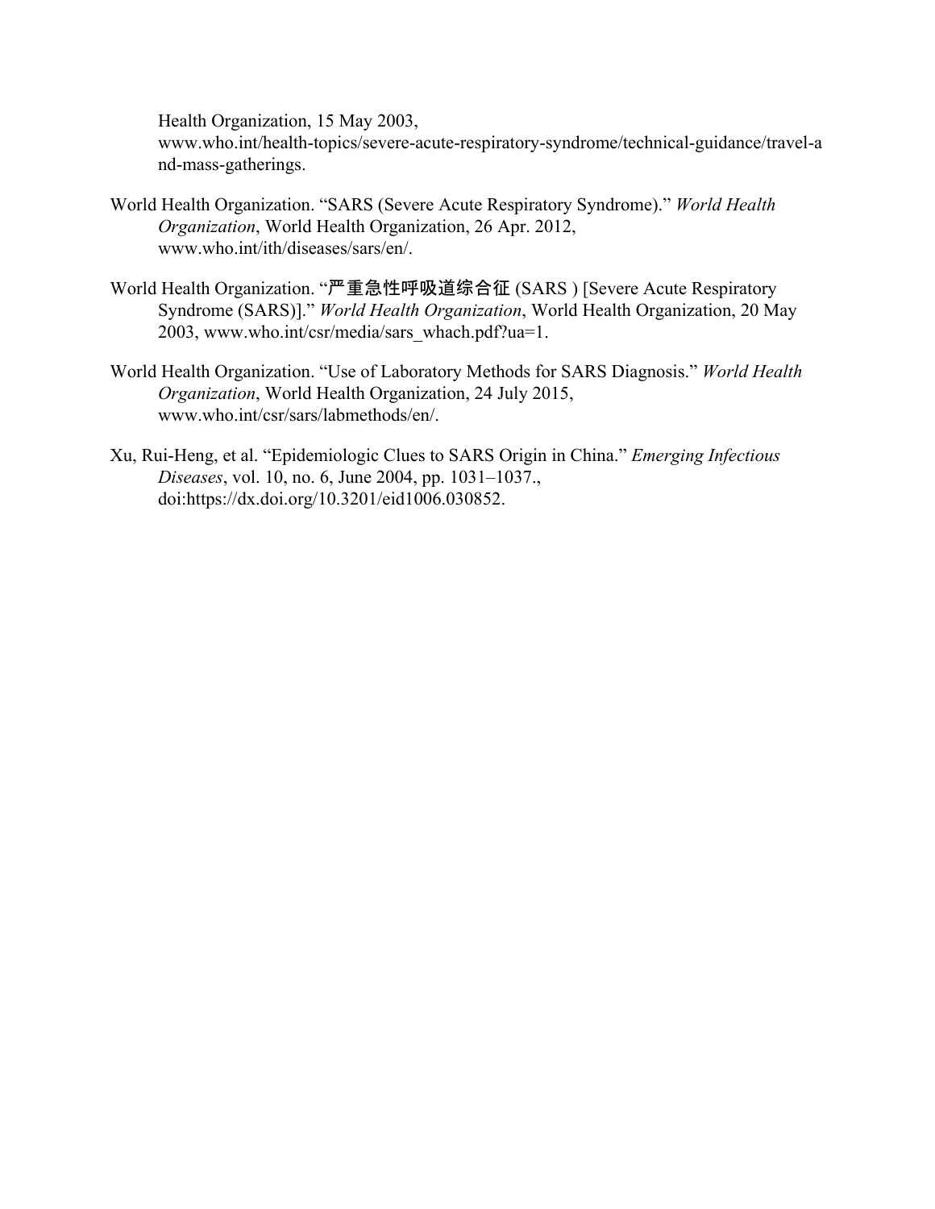Health Organization, 15 May 2003, www.who.int/health-topics/severe-acute-respiratory-syndrome/technical-guidance/travel-and-mass-gatherings.

World Health Organization. "SARS (Severe Acute Respiratory Syndrome)." *World Health Organization*, World Health Organization, 26 Apr. 2012, www.who.int/ith/diseases/sars/en/.

World Health Organization. "严重急性呼吸道综合征 (SARS ) [Severe Acute Respiratory Syndrome (SARS)]." *World Health Organization*, World Health Organization, 20 May 2003, www.who.int/csr/media/sars_whach.pdf?ua=1.

World Health Organization. "Use of Laboratory Methods for SARS Diagnosis." *World Health Organization*, World Health Organization, 24 July 2015, www.who.int/csr/sars/labmethods/en/.

Xu, Rui-Heng, et al. "Epidemiologic Clues to SARS Origin in China." *Emerging Infectious Diseases*, vol. 10, no. 6, June 2004, pp. 1031–1037., doi:https://dx.doi.org/10.3201/eid1006.030852.